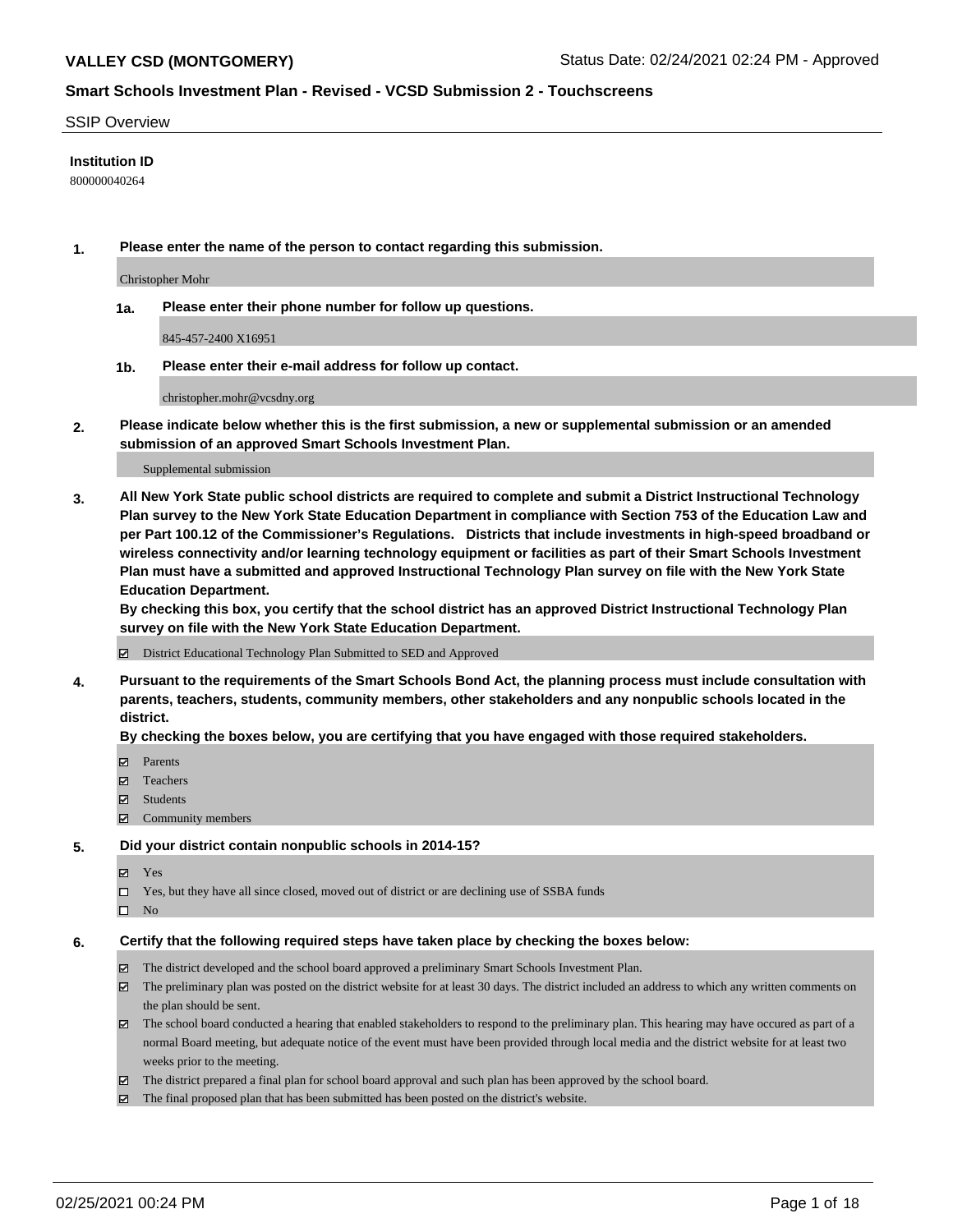**VALLEY CSD (MONTGOMERY)** Status Date: 02/24/2021 02:24 PM - Approved

**Smart Schools Investment Plan - Revised - VCSD Submission 2 - Touchscreens**

SSIP Overview

**Institution ID**

800000040264

**1. Please enter the name of the person to contact regarding this submission.**

Christopher Mohr

**1a. Please enter their phone number for follow up questions.**

845-457-2400 X16951

**1b. Please enter their e-mail address for follow up contact.**

christopher.mohr@vcsdny.org

**2. Please indicate below whether this is the first submission, a new or supplemental submission or an amended submission of an approved Smart Schools Investment Plan.**

Supplemental submission

**3. All New York State public school districts are required to complete and submit a District Instructional Technology Plan survey to the New York State Education Department in compliance with Section 753 of the Education Law and per Part 100.12 of the Commissioner's Regulations. Districts that include investments in high-speed broadband or wireless connectivity and/or learning technology equipment or facilities as part of their Smart Schools Investment Plan must have a submitted and approved Instructional Technology Plan survey on file with the New York State Education Department.**
**By checking this box, you certify that the school district has an approved District Instructional Technology Plan survey on file with the New York State Education Department.**

☑ District Educational Technology Plan Submitted to SED and Approved

**4. Pursuant to the requirements of the Smart Schools Bond Act, the planning process must include consultation with parents, teachers, students, community members, other stakeholders and any nonpublic schools located in the district.**
**By checking the boxes below, you are certifying that you have engaged with those required stakeholders.**

☑ Parents
☑ Teachers
☑ Students
☑ Community members

**5. Did your district contain nonpublic schools in 2014-15?**

☑ Yes
☐ Yes, but they have all since closed, moved out of district or are declining use of SSBA funds
☐ No

**6. Certify that the following required steps have taken place by checking the boxes below:**

☑ The district developed and the school board approved a preliminary Smart Schools Investment Plan.
☑ The preliminary plan was posted on the district website for at least 30 days. The district included an address to which any written comments on the plan should be sent.
☑ The school board conducted a hearing that enabled stakeholders to respond to the preliminary plan. This hearing may have occured as part of a normal Board meeting, but adequate notice of the event must have been provided through local media and the district website for at least two weeks prior to the meeting.
☑ The district prepared a final plan for school board approval and such plan has been approved by the school board.
☑ The final proposed plan that has been submitted has been posted on the district's website.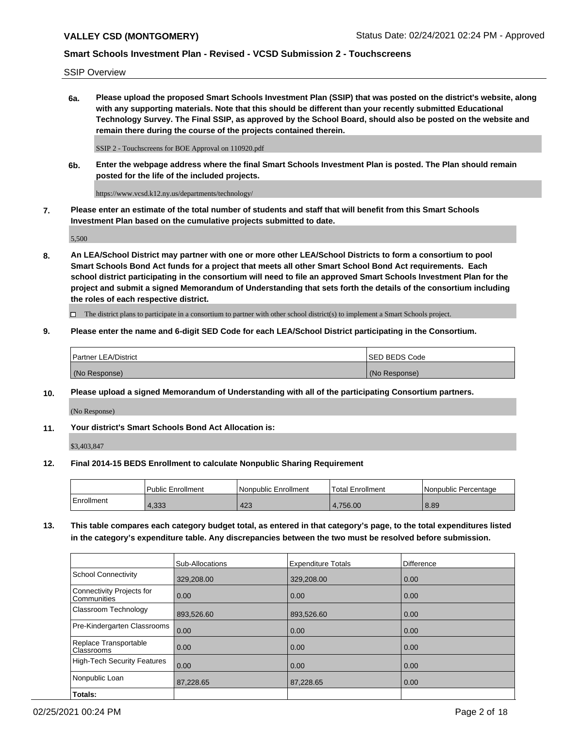SSIP Overview

**6a. Please upload the proposed Smart Schools Investment Plan (SSIP) that was posted on the district's website, along with any supporting materials. Note that this should be different than your recently submitted Educational Technology Survey. The Final SSIP, as approved by the School Board, should also be posted on the website and remain there during the course of the projects contained therein.**

SSIP 2 - Touchscreens for BOE Approval on 110920.pdf

**6b. Enter the webpage address where the final Smart Schools Investment Plan is posted. The Plan should remain posted for the life of the included projects.**

https://www.vcsd.k12.ny.us/departments/technology/

**7. Please enter an estimate of the total number of students and staff that will benefit from this Smart Schools Investment Plan based on the cumulative projects submitted to date.**

5,500

**8. An LEA/School District may partner with one or more other LEA/School Districts to form a consortium to pool Smart Schools Bond Act funds for a project that meets all other Smart School Bond Act requirements. Each school district participating in the consortium will need to file an approved Smart Schools Investment Plan for the project and submit a signed Memorandum of Understanding that sets forth the details of the consortium including the roles of each respective district.**

☐ The district plans to participate in a consortium to partner with other school district(s) to implement a Smart Schools project.

**9. Please enter the name and 6-digit SED Code for each LEA/School District participating in the Consortium.**

| Partner LEA/District | SED BEDS Code |
|---|---|
| (No Response) | (No Response) |

**10. Please upload a signed Memorandum of Understanding with all of the participating Consortium partners.**

(No Response)

**11. Your district's Smart Schools Bond Act Allocation is:**

$3,403,847

**12. Final 2014-15 BEDS Enrollment to calculate Nonpublic Sharing Requirement**

| | Public Enrollment | Nonpublic Enrollment | Total Enrollment | Nonpublic Percentage |
|---|---|---|---|---|
| Enrollment | 4,333 | 423 | 4,756.00 | 8.89 |

**13. This table compares each category budget total, as entered in that category's page, to the total expenditures listed in the category's expenditure table. Any discrepancies between the two must be resolved before submission.**

| | Sub-Allocations | Expenditure Totals | Difference |
|---|---|---|---|
| School Connectivity | 329,208.00 | 329,208.00 | 0.00 |
| Connectivity Projects for Communities | 0.00 | 0.00 | 0.00 |
| Classroom Technology | 893,526.60 | 893,526.60 | 0.00 |
| Pre-Kindergarten Classrooms | 0.00 | 0.00 | 0.00 |
| Replace Transportable Classrooms | 0.00 | 0.00 | 0.00 |
| High-Tech Security Features | 0.00 | 0.00 | 0.00 |
| Nonpublic Loan | 87,228.65 | 87,228.65 | 0.00 |
| **Totals:** | | | |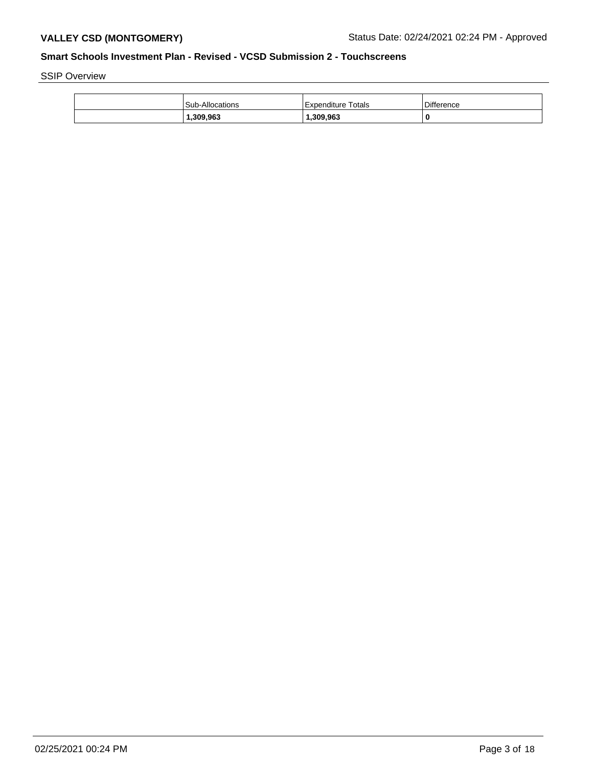SSIP Overview

|  | Sub-Allocations | Expenditure Totals | Difference |
|---|---|---|---|
|  | **1,309,963** | **1,309,963** | **0** |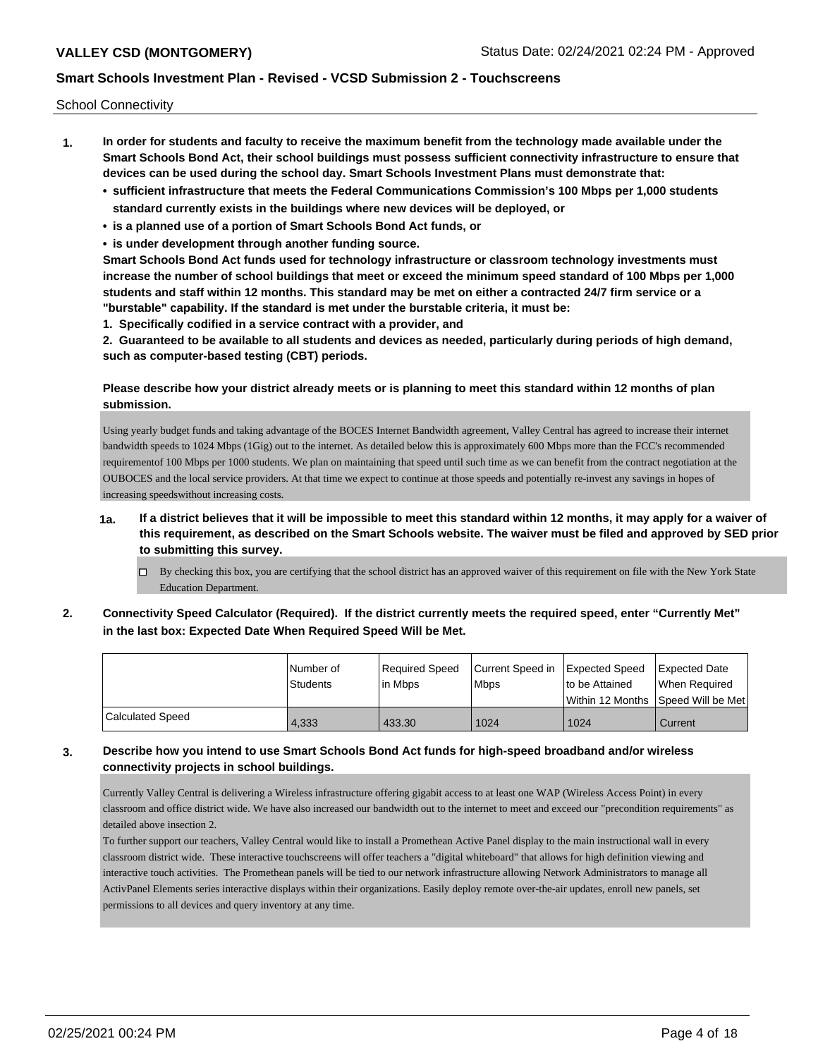School Connectivity

1. **In order for students and faculty to receive the maximum benefit from the technology made available under the Smart Schools Bond Act, their school buildings must possess sufficient connectivity infrastructure to ensure that devices can be used during the school day. Smart Schools Investment Plans must demonstrate that:**
   - **sufficient infrastructure that meets the Federal Communications Commission's 100 Mbps per 1,000 students standard currently exists in the buildings where new devices will be deployed, or**
   - **is a planned use of a portion of Smart Schools Bond Act funds, or**
   - **is under development through another funding source.**

   **Smart Schools Bond Act funds used for technology infrastructure or classroom technology investments must increase the number of school buildings that meet or exceed the minimum speed standard of 100 Mbps per 1,000 students and staff within 12 months. This standard may be met on either a contracted 24/7 firm service or a "burstable" capability. If the standard is met under the burstable criteria, it must be:**

   **1. Specifically codified in a service contract with a provider, and**

   **2. Guaranteed to be available to all students and devices as needed, particularly during periods of high demand, such as computer-based testing (CBT) periods.**

   **Please describe how your district already meets or is planning to meet this standard within 12 months of plan submission.**

   Using yearly budget funds and taking advantage of the BOCES Internet Bandwidth agreement, Valley Central has agreed to increase their internet bandwidth speeds to 1024 Mbps (1Gig) out to the internet. As detailed below this is approximately 600 Mbps more than the FCC's recommended requirementof 100 Mbps per 1000 students. We plan on maintaining that speed until such time as we can benefit from the contract negotiation at the OUBOCES and the local service providers. At that time we expect to continue at those speeds and potentially re-invest any savings in hopes of increasing speedswithout increasing costs.

   **1a. If a district believes that it will be impossible to meet this standard within 12 months, it may apply for a waiver of this requirement, as described on the Smart Schools website. The waiver must be filed and approved by SED prior to submitting this survey.**

   ☐ By checking this box, you are certifying that the school district has an approved waiver of this requirement on file with the New York State Education Department.

2. **Connectivity Speed Calculator (Required). If the district currently meets the required speed, enter "Currently Met" in the last box: Expected Date When Required Speed Will be Met.**

| | Number of Students | Required Speed in Mbps | Current Speed in Mbps | Expected Speed to be Attained Within 12 Months | Expected Date When Required Speed Will be Met |
|---|---|---|---|---|---|
| Calculated Speed | 4,333 | 433.30 | 1024 | 1024 | Current |

3. **Describe how you intend to use Smart Schools Bond Act funds for high-speed broadband and/or wireless connectivity projects in school buildings.**

   Currently Valley Central is delivering a Wireless infrastructure offering gigabit access to at least one WAP (Wireless Access Point) in every classroom and office district wide. We have also increased our bandwidth out to the internet to meet and exceed our "precondition requirements" as detailed above insection 2.

   To further support our teachers, Valley Central would like to install a Promethean Active Panel display to the main instructional wall in every classroom district wide. These interactive touchscreens will offer teachers a "digital whiteboard" that allows for high definition viewing and interactive touch activities. The Promethean panels will be tied to our network infrastructure allowing Network Administrators to manage all ActivPanel Elements series interactive displays within their organizations. Easily deploy remote over-the-air updates, enroll new panels, set permissions to all devices and query inventory at any time.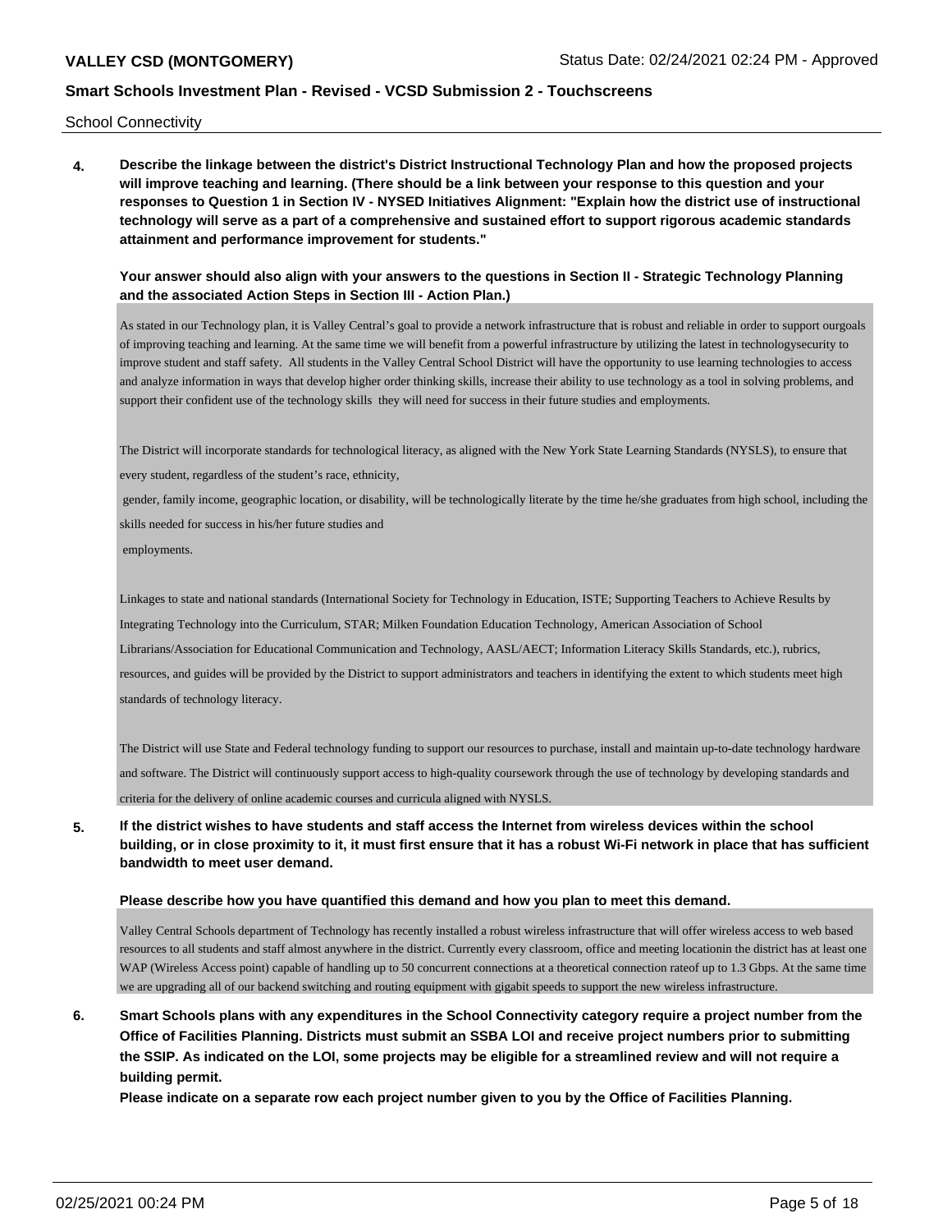School Connectivity

**4. Describe the linkage between the district's District Instructional Technology Plan and how the proposed projects will improve teaching and learning. (There should be a link between your response to this question and your responses to Question 1 in Section IV - NYSED Initiatives Alignment: "Explain how the district use of instructional technology will serve as a part of a comprehensive and sustained effort to support rigorous academic standards attainment and performance improvement for students."**

**Your answer should also align with your answers to the questions in Section II - Strategic Technology Planning and the associated Action Steps in Section III - Action Plan.)**

As stated in our Technology plan, it is Valley Central's goal to provide a network infrastructure that is robust and reliable in order to support ourgoals of improving teaching and learning. At the same time we will benefit from a powerful infrastructure by utilizing the latest in technologysecurity to improve student and staff safety. All students in the Valley Central School District will have the opportunity to use learning technologies to access and analyze information in ways that develop higher order thinking skills, increase their ability to use technology as a tool in solving problems, and support their confident use of the technology skills they will need for success in their future studies and employments.

The District will incorporate standards for technological literacy, as aligned with the New York State Learning Standards (NYSLS), to ensure that every student, regardless of the student's race, ethnicity,

gender, family income, geographic location, or disability, will be technologically literate by the time he/she graduates from high school, including the skills needed for success in his/her future studies and

employments.

Linkages to state and national standards (International Society for Technology in Education, ISTE; Supporting Teachers to Achieve Results by Integrating Technology into the Curriculum, STAR; Milken Foundation Education Technology, American Association of School Librarians/Association for Educational Communication and Technology, AASL/AECT; Information Literacy Skills Standards, etc.), rubrics, resources, and guides will be provided by the District to support administrators and teachers in identifying the extent to which students meet high standards of technology literacy.

The District will use State and Federal technology funding to support our resources to purchase, install and maintain up-to-date technology hardware and software. The District will continuously support access to high-quality coursework through the use of technology by developing standards and criteria for the delivery of online academic courses and curricula aligned with NYSLS.

**5. If the district wishes to have students and staff access the Internet from wireless devices within the school building, or in close proximity to it, it must first ensure that it has a robust Wi-Fi network in place that has sufficient bandwidth to meet user demand.**

**Please describe how you have quantified this demand and how you plan to meet this demand.**

Valley Central Schools department of Technology has recently installed a robust wireless infrastructure that will offer wireless access to web based resources to all students and staff almost anywhere in the district. Currently every classroom, office and meeting locationin the district has at least one WAP (Wireless Access point) capable of handling up to 50 concurrent connections at a theoretical connection rateof up to 1.3 Gbps. At the same time we are upgrading all of our backend switching and routing equipment with gigabit speeds to support the new wireless infrastructure.

**6. Smart Schools plans with any expenditures in the School Connectivity category require a project number from the Office of Facilities Planning. Districts must submit an SSBA LOI and receive project numbers prior to submitting the SSIP. As indicated on the LOI, some projects may be eligible for a streamlined review and will not require a building permit.**

**Please indicate on a separate row each project number given to you by the Office of Facilities Planning.**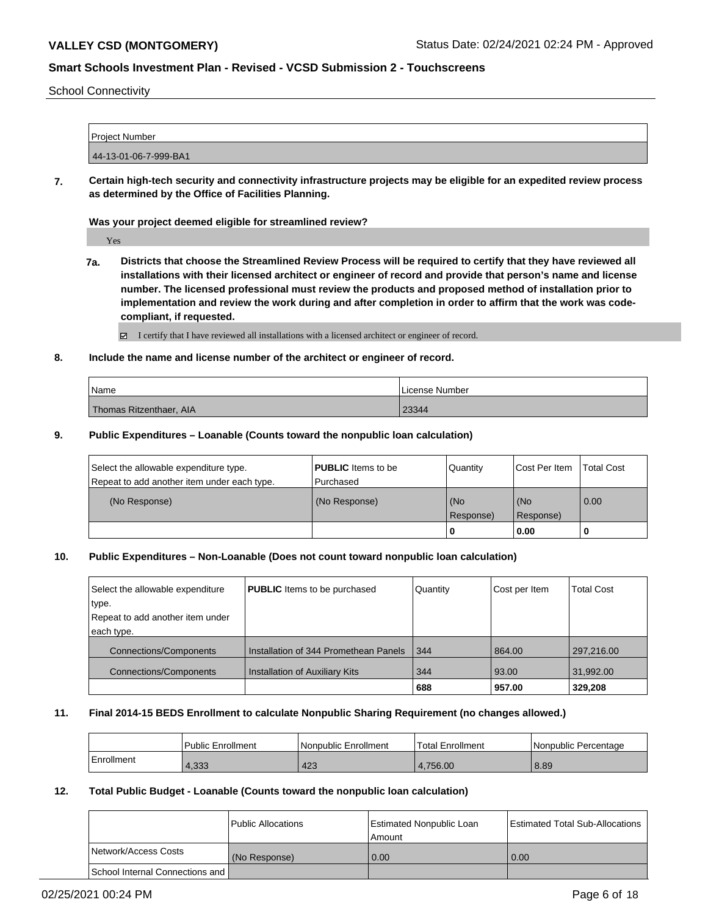School Connectivity

| Project Number |
|---|
| 44-13-01-06-7-999-BA1 |

**7. Certain high-tech security and connectivity infrastructure projects may be eligible for an expedited review process as determined by the Office of Facilities Planning.**

**Was your project deemed eligible for streamlined review?**

Yes

**7a. Districts that choose the Streamlined Review Process will be required to certify that they have reviewed all installations with their licensed architect or engineer of record and provide that person's name and license number. The licensed professional must review the products and proposed method of installation prior to implementation and review the work during and after completion in order to affirm that the work was code-compliant, if requested.**

☑ I certify that I have reviewed all installations with a licensed architect or engineer of record.

**8. Include the name and license number of the architect or engineer of record.**

| Name | License Number |
|---|---|
| Thomas Ritzenthaer, AIA | 23344 |

**9. Public Expenditures – Loanable (Counts toward the nonpublic loan calculation)**

| Select the allowable expenditure type. Repeat to add another item under each type. | **PUBLIC** Items to be Purchased | Quantity | Cost Per Item | Total Cost |
|---|---|---|---|---|
| (No Response) | (No Response) | (No Response) | (No Response) | 0.00 |
| | | **0** | **0.00** | **0** |

**10. Public Expenditures – Non-Loanable (Does not count toward nonpublic loan calculation)**

| Select the allowable expenditure type. Repeat to add another item under each type. | **PUBLIC** Items to be purchased | Quantity | Cost per Item | Total Cost |
|---|---|---|---|---|
| Connections/Components | Installation of 344 Promethean Panels | 344 | 864.00 | 297,216.00 |
| Connections/Components | Installation of Auxiliary Kits | 344 | 93.00 | 31,992.00 |
| | | **688** | **957.00** | **329,208** |

**11. Final 2014-15 BEDS Enrollment to calculate Nonpublic Sharing Requirement (no changes allowed.)**

| | Public Enrollment | Nonpublic Enrollment | Total Enrollment | Nonpublic Percentage |
|---|---|---|---|---|
| Enrollment | 4,333 | 423 | 4,756.00 | 8.89 |

**12. Total Public Budget - Loanable (Counts toward the nonpublic loan calculation)**

| | Public Allocations | Estimated Nonpublic Loan Amount | Estimated Total Sub-Allocations |
|---|---|---|---|
| Network/Access Costs | (No Response) | 0.00 | 0.00 |
| School Internal Connections and | | | |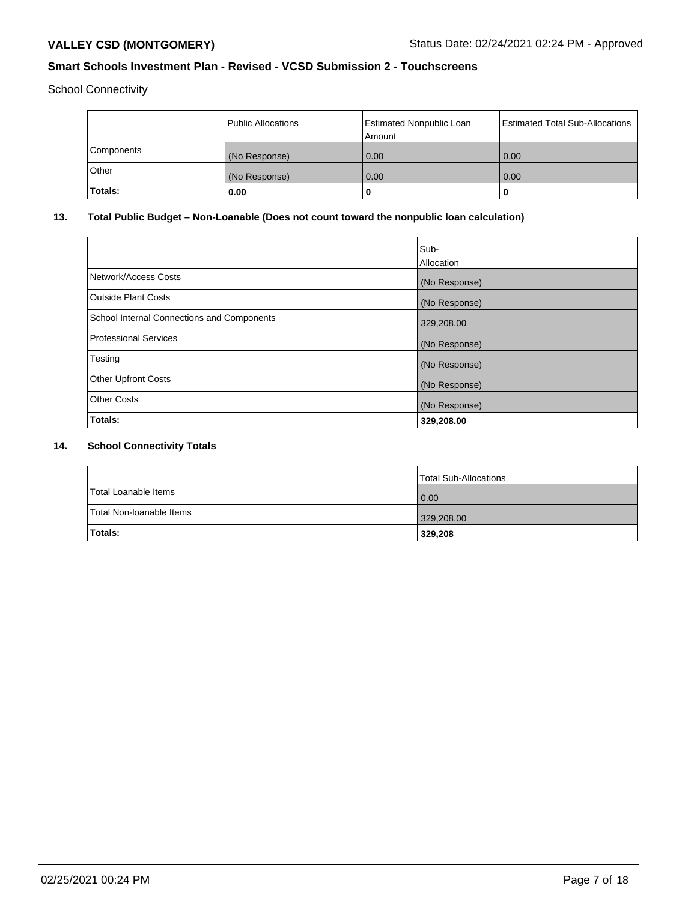School Connectivity

| | Public Allocations | Estimated Nonpublic Loan Amount | Estimated Total Sub-Allocations |
|---|---|---|---|
| Components | (No Response) | 0.00 | 0.00 |
| Other | (No Response) | 0.00 | 0.00 |
| **Totals:** | **0.00** | **0** | **0** |

## 13. Total Public Budget – Non-Loanable (Does not count toward the nonpublic loan calculation)

| | Sub-Allocation |
|---|---|
| Network/Access Costs | (No Response) |
| Outside Plant Costs | (No Response) |
| School Internal Connections and Components | 329,208.00 |
| Professional Services | (No Response) |
| Testing | (No Response) |
| Other Upfront Costs | (No Response) |
| Other Costs | (No Response) |
| **Totals:** | **329,208.00** |

## 14. School Connectivity Totals

| | Total Sub-Allocations |
|---|---|
| Total Loanable Items | 0.00 |
| Total Non-loanable Items | 329,208.00 |
| **Totals:** | **329,208** |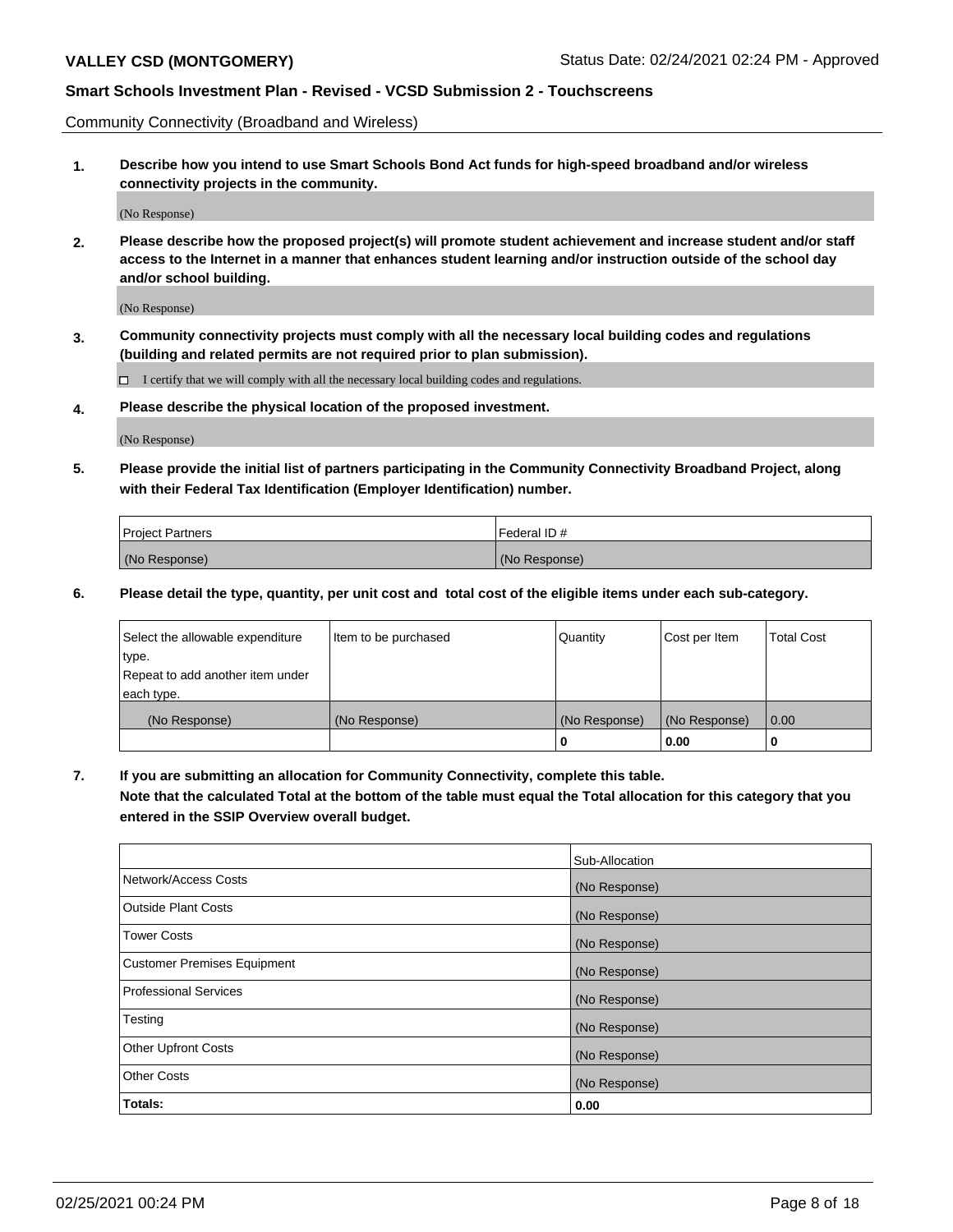Community Connectivity (Broadband and Wireless)

**1. Describe how you intend to use Smart Schools Bond Act funds for high-speed broadband and/or wireless connectivity projects in the community.**

(No Response)

**2. Please describe how the proposed project(s) will promote student achievement and increase student and/or staff access to the Internet in a manner that enhances student learning and/or instruction outside of the school day and/or school building.**

(No Response)

**3. Community connectivity projects must comply with all the necessary local building codes and regulations (building and related permits are not required prior to plan submission).**

☐ I certify that we will comply with all the necessary local building codes and regulations.

**4. Please describe the physical location of the proposed investment.**

(No Response)

**5. Please provide the initial list of partners participating in the Community Connectivity Broadband Project, along with their Federal Tax Identification (Employer Identification) number.**

| Project Partners | Federal ID # |
|---|---|
| (No Response) | (No Response) |

**6. Please detail the type, quantity, per unit cost and total cost of the eligible items under each sub-category.**

| Select the allowable expenditure type. Repeat to add another item under each type. | Item to be purchased | Quantity | Cost per Item | Total Cost |
|---|---|---|---|---|
| (No Response) | (No Response) | (No Response) | (No Response) | 0.00 |
| | | **0** | **0.00** | **0** |

**7. If you are submitting an allocation for Community Connectivity, complete this table. Note that the calculated Total at the bottom of the table must equal the Total allocation for this category that you entered in the SSIP Overview overall budget.**

| | Sub-Allocation |
|---|---|
| Network/Access Costs | (No Response) |
| Outside Plant Costs | (No Response) |
| Tower Costs | (No Response) |
| Customer Premises Equipment | (No Response) |
| Professional Services | (No Response) |
| Testing | (No Response) |
| Other Upfront Costs | (No Response) |
| Other Costs | (No Response) |
| **Totals:** | **0.00** |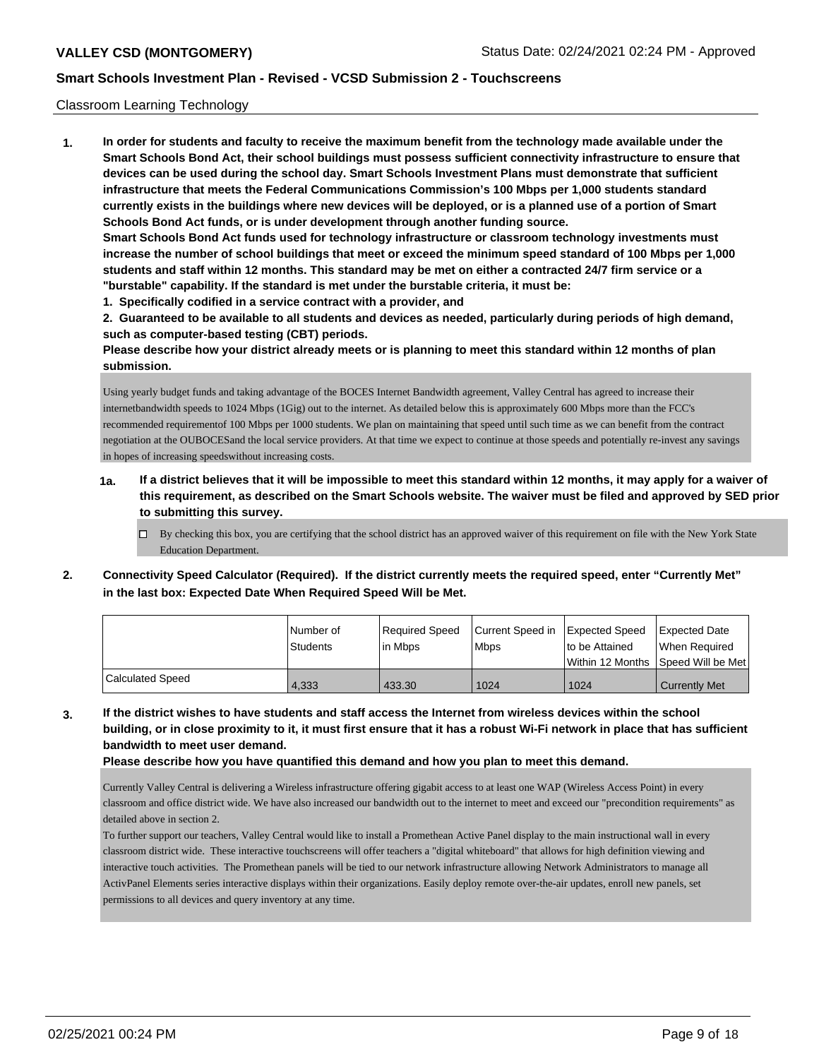Classroom Learning Technology

**1. In order for students and faculty to receive the maximum benefit from the technology made available under the Smart Schools Bond Act, their school buildings must possess sufficient connectivity infrastructure to ensure that devices can be used during the school day. Smart Schools Investment Plans must demonstrate that sufficient infrastructure that meets the Federal Communications Commission's 100 Mbps per 1,000 students standard currently exists in the buildings where new devices will be deployed, or is a planned use of a portion of Smart Schools Bond Act funds, or is under development through another funding source.**

**Smart Schools Bond Act funds used for technology infrastructure or classroom technology investments must increase the number of school buildings that meet or exceed the minimum speed standard of 100 Mbps per 1,000 students and staff within 12 months. This standard may be met on either a contracted 24/7 firm service or a "burstable" capability. If the standard is met under the burstable criteria, it must be:**

**1. Specifically codified in a service contract with a provider, and**

**2. Guaranteed to be available to all students and devices as needed, particularly during periods of high demand, such as computer-based testing (CBT) periods.**

**Please describe how your district already meets or is planning to meet this standard within 12 months of plan submission.**

Using yearly budget funds and taking advantage of the BOCES Internet Bandwidth agreement, Valley Central has agreed to increase their internetbandwidth speeds to 1024 Mbps (1Gig) out to the internet. As detailed below this is approximately 600 Mbps more than the FCC's recommended requirementof 100 Mbps per 1000 students. We plan on maintaining that speed until such time as we can benefit from the contract negotiation at the OUBOCESand the local service providers. At that time we expect to continue at those speeds and potentially re-invest any savings in hopes of increasing speedswithout increasing costs.

**1a. If a district believes that it will be impossible to meet this standard within 12 months, it may apply for a waiver of this requirement, as described on the Smart Schools website. The waiver must be filed and approved by SED prior to submitting this survey.**

☐ By checking this box, you are certifying that the school district has an approved waiver of this requirement on file with the New York State Education Department.

**2. Connectivity Speed Calculator (Required). If the district currently meets the required speed, enter "Currently Met" in the last box: Expected Date When Required Speed Will be Met.**

| | Number of Students | Required Speed in Mbps | Current Speed in Mbps | Expected Speed to be Attained Within 12 Months | Expected Date When Required Speed Will be Met |
|---|---|---|---|---|---|
| Calculated Speed | 4,333 | 433.30 | 1024 | 1024 | Currently Met |

**3. If the district wishes to have students and staff access the Internet from wireless devices within the school building, or in close proximity to it, it must first ensure that it has a robust Wi-Fi network in place that has sufficient bandwidth to meet user demand.**

**Please describe how you have quantified this demand and how you plan to meet this demand.**

Currently Valley Central is delivering a Wireless infrastructure offering gigabit access to at least one WAP (Wireless Access Point) in every classroom and office district wide. We have also increased our bandwidth out to the internet to meet and exceed our "precondition requirements" as detailed above in section 2.

To further support our teachers, Valley Central would like to install a Promethean Active Panel display to the main instructional wall in every classroom district wide. These interactive touchscreens will offer teachers a "digital whiteboard" that allows for high definition viewing and interactive touch activities. The Promethean panels will be tied to our network infrastructure allowing Network Administrators to manage all ActivPanel Elements series interactive displays within their organizations. Easily deploy remote over-the-air updates, enroll new panels, set permissions to all devices and query inventory at any time.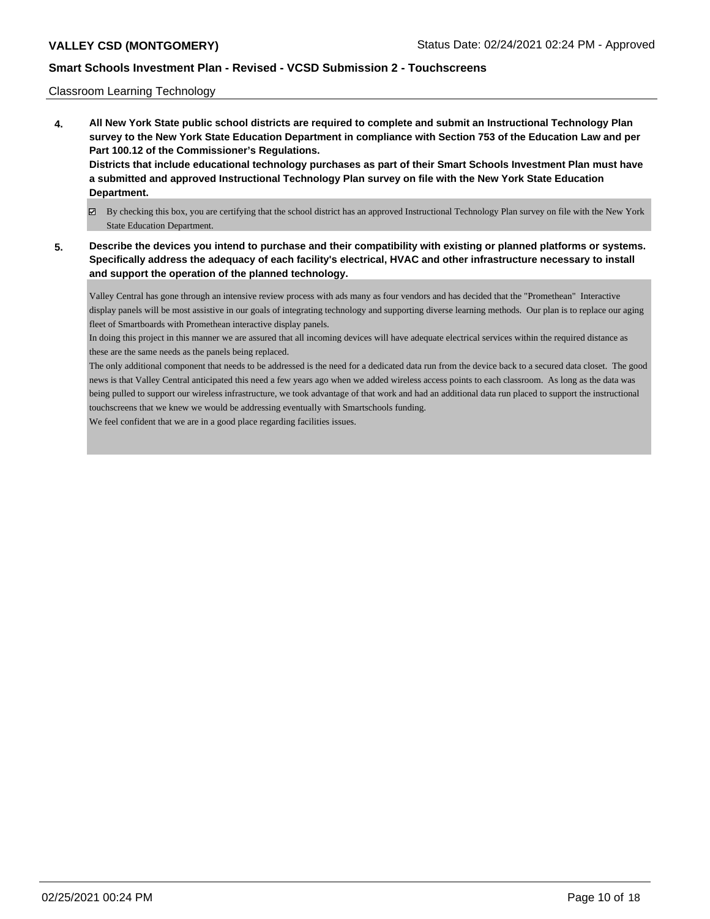Classroom Learning Technology

**4. All New York State public school districts are required to complete and submit an Instructional Technology Plan survey to the New York State Education Department in compliance with Section 753 of the Education Law and per Part 100.12 of the Commissioner's Regulations.**
**Districts that include educational technology purchases as part of their Smart Schools Investment Plan must have a submitted and approved Instructional Technology Plan survey on file with the New York State Education Department.**

☑ By checking this box, you are certifying that the school district has an approved Instructional Technology Plan survey on file with the New York State Education Department.

**5. Describe the devices you intend to purchase and their compatibility with existing or planned platforms or systems. Specifically address the adequacy of each facility's electrical, HVAC and other infrastructure necessary to install and support the operation of the planned technology.**

Valley Central has gone through an intensive review process with ads many as four vendors and has decided that the "Promethean" Interactive display panels will be most assistive in our goals of integrating technology and supporting diverse learning methods. Our plan is to replace our aging fleet of Smartboards with Promethean interactive display panels.
In doing this project in this manner we are assured that all incoming devices will have adequate electrical services within the required distance as these are the same needs as the panels being replaced.
The only additional component that needs to be addressed is the need for a dedicated data run from the device back to a secured data closet. The good news is that Valley Central anticipated this need a few years ago when we added wireless access points to each classroom. As long as the data was being pulled to support our wireless infrastructure, we took advantage of that work and had an additional data run placed to support the instructional touchscreens that we knew we would be addressing eventually with Smartschools funding.
We feel confident that we are in a good place regarding facilities issues.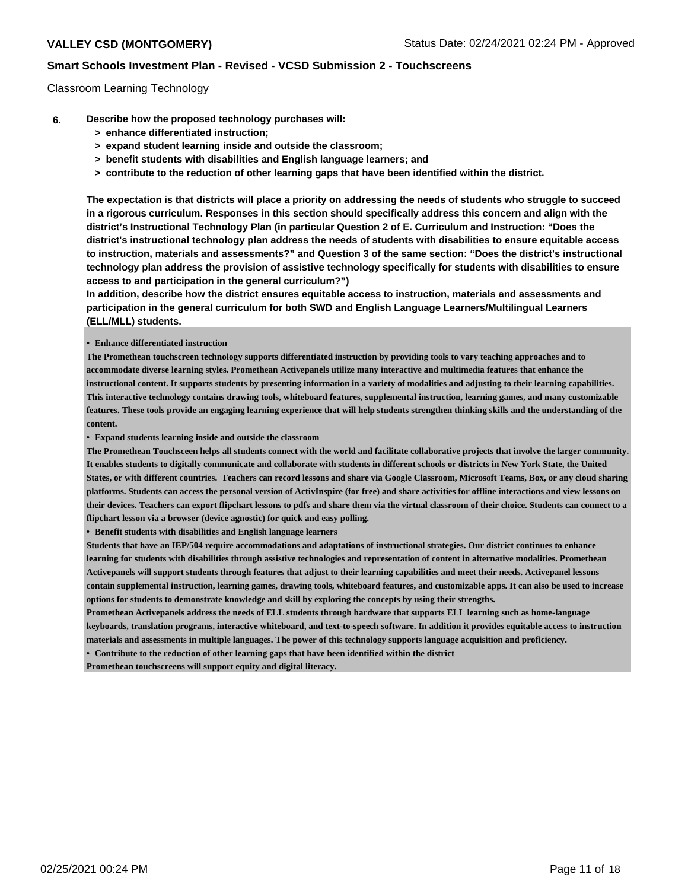Classroom Learning Technology

**6.** **Describe how the proposed technology purchases will:**

- **> enhance differentiated instruction;**
- **> expand student learning inside and outside the classroom;**
- **> benefit students with disabilities and English language learners; and**
- **> contribute to the reduction of other learning gaps that have been identified within the district.**

**The expectation is that districts will place a priority on addressing the needs of students who struggle to succeed in a rigorous curriculum. Responses in this section should specifically address this concern and align with the district's Instructional Technology Plan (in particular Question 2 of E. Curriculum and Instruction: "Does the district's instructional technology plan address the needs of students with disabilities to ensure equitable access to instruction, materials and assessments?" and Question 3 of the same section: "Does the district's instructional technology plan address the provision of assistive technology specifically for students with disabilities to ensure access to and participation in the general curriculum?")**

**In addition, describe how the district ensures equitable access to instruction, materials and assessments and participation in the general curriculum for both SWD and English Language Learners/Multilingual Learners (ELL/MLL) students.**

**• Enhance differentiated instruction**

**The Promethean touchscreen technology supports differentiated instruction by providing tools to vary teaching approaches and to accommodate diverse learning styles. Promethean Activepanels utilize many interactive and multimedia features that enhance the instructional content. It supports students by presenting information in a variety of modalities and adjusting to their learning capabilities. This interactive technology contains drawing tools, whiteboard features, supplemental instruction, learning games, and many customizable features. These tools provide an engaging learning experience that will help students strengthen thinking skills and the understanding of the content.**

**• Expand students learning inside and outside the classroom**

**The Promethean Touchsceen helps all students connect with the world and facilitate collaborative projects that involve the larger community. It enables students to digitally communicate and collaborate with students in different schools or districts in New York State, the United States, or with different countries.  Teachers can record lessons and share via Google Classroom, Microsoft Teams, Box, or any cloud sharing platforms. Students can access the personal version of ActivInspire (for free) and share activities for offline interactions and view lessons on their devices. Teachers can export flipchart lessons to pdfs and share them via the virtual classroom of their choice. Students can connect to a flipchart lesson via a browser (device agnostic) for quick and easy polling.**

**• Benefit students with disabilities and English language learners**

**Students that have an IEP/504 require accommodations and adaptations of instructional strategies. Our district continues to enhance learning for students with disabilities through assistive technologies and representation of content in alternative modalities. Promethean Activepanels will support students through features that adjust to their learning capabilities and meet their needs. Activepanel lessons contain supplemental instruction, learning games, drawing tools, whiteboard features, and customizable apps. It can also be used to increase options for students to demonstrate knowledge and skill by exploring the concepts by using their strengths.**

**Promethean Activepanels address the needs of ELL students through hardware that supports ELL learning such as home-language keyboards, translation programs, interactive whiteboard, and text-to-speech software. In addition it provides equitable access to instruction materials and assessments in multiple languages. The power of this technology supports language acquisition and proficiency.**

**• Contribute to the reduction of other learning gaps that have been identified within the district**

**Promethean touchscreens will support equity and digital literacy.**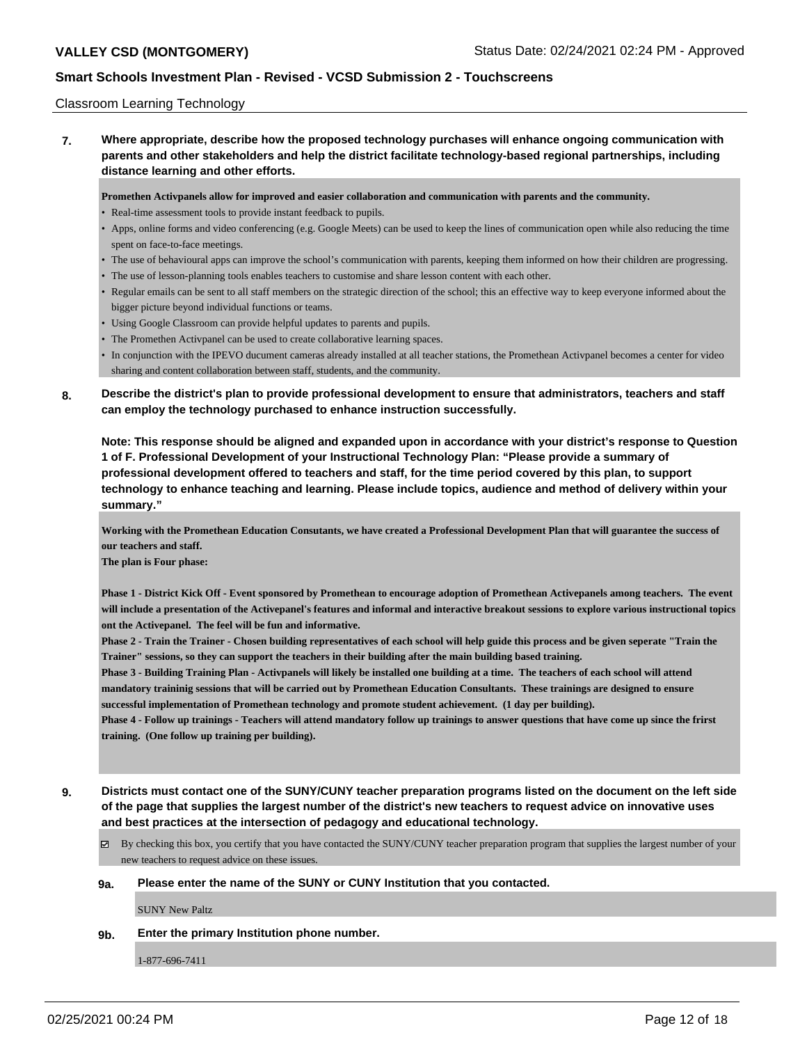Classroom Learning Technology

**7. Where appropriate, describe how the proposed technology purchases will enhance ongoing communication with parents and other stakeholders and help the district facilitate technology-based regional partnerships, including distance learning and other efforts.**

**Promethen Activpanels allow for improved and easier collaboration and communication with parents and the community.**

- Real-time assessment tools to provide instant feedback to pupils.
- Apps, online forms and video conferencing (e.g. Google Meets) can be used to keep the lines of communication open while also reducing the time spent on face-to-face meetings.
- The use of behavioural apps can improve the school's communication with parents, keeping them informed on how their children are progressing.
- The use of lesson-planning tools enables teachers to customise and share lesson content with each other.
- Regular emails can be sent to all staff members on the strategic direction of the school; this an effective way to keep everyone informed about the bigger picture beyond individual functions or teams.
- Using Google Classroom can provide helpful updates to parents and pupils.
- The Promethen Activpanel can be used to create collaborative learning spaces.
- In conjunction with the IPEVO ducument cameras already installed at all teacher stations, the Promethean Activpanel becomes a center for video sharing and content collaboration between staff, students, and the community.

**8. Describe the district's plan to provide professional development to ensure that administrators, teachers and staff can employ the technology purchased to enhance instruction successfully.**

**Note: This response should be aligned and expanded upon in accordance with your district's response to Question 1 of F. Professional Development of your Instructional Technology Plan: "Please provide a summary of professional development offered to teachers and staff, for the time period covered by this plan, to support technology to enhance teaching and learning. Please include topics, audience and method of delivery within your summary."**

**Working with the Promethean Education Consutants, we have created a Professional Development Plan that will guarantee the success of our teachers and staff.**
**The plan is Four phase:**

**Phase 1 - District Kick Off - Event sponsored by Promethean to encourage adoption of Promethean Activepanels among teachers. The event will include a presentation of the Activepanel's features and informal and interactive breakout sessions to explore various instructional topics ont the Activepanel. The feel will be fun and informative.**
**Phase 2 - Train the Trainer - Chosen building representatives of each school will help guide this process and be given seperate "Train the Trainer" sessions, so they can support the teachers in their building after the main building based training.**
**Phase 3 - Building Training Plan - Activpanels will likely be installed one building at a time. The teachers of each school will attend mandatory traininig sessions that will be carried out by Promethean Education Consultants. These trainings are designed to ensure successful implementation of Promethean technology and promote student achievement. (1 day per building).**
**Phase 4 - Follow up trainings - Teachers will attend mandatory follow up trainings to answer questions that have come up since the frirst training. (One follow up training per building).**

**9. Districts must contact one of the SUNY/CUNY teacher preparation programs listed on the document on the left side of the page that supplies the largest number of the district's new teachers to request advice on innovative uses and best practices at the intersection of pedagogy and educational technology.**

☑ By checking this box, you certify that you have contacted the SUNY/CUNY teacher preparation program that supplies the largest number of your new teachers to request advice on these issues.

**9a. Please enter the name of the SUNY or CUNY Institution that you contacted.**

SUNY New Paltz

**9b. Enter the primary Institution phone number.**

1-877-696-7411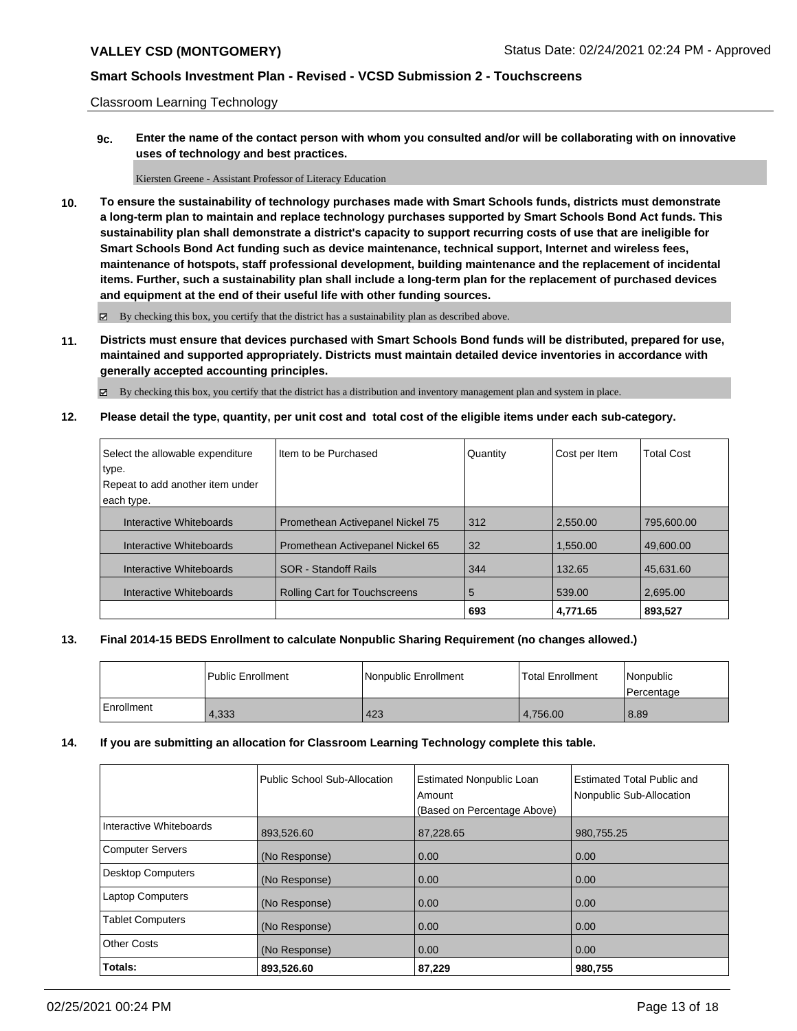Classroom Learning Technology

**9c. Enter the name of the contact person with whom you consulted and/or will be collaborating with on innovative uses of technology and best practices.**

Kiersten Greene - Assistant Professor of Literacy Education

**10. To ensure the sustainability of technology purchases made with Smart Schools funds, districts must demonstrate a long-term plan to maintain and replace technology purchases supported by Smart Schools Bond Act funds. This sustainability plan shall demonstrate a district's capacity to support recurring costs of use that are ineligible for Smart Schools Bond Act funding such as device maintenance, technical support, Internet and wireless fees, maintenance of hotspots, staff professional development, building maintenance and the replacement of incidental items. Further, such a sustainability plan shall include a long-term plan for the replacement of purchased devices and equipment at the end of their useful life with other funding sources.**

☑ By checking this box, you certify that the district has a sustainability plan as described above.

**11. Districts must ensure that devices purchased with Smart Schools Bond funds will be distributed, prepared for use, maintained and supported appropriately. Districts must maintain detailed device inventories in accordance with generally accepted accounting principles.**

☑ By checking this box, you certify that the district has a distribution and inventory management plan and system in place.

**12. Please detail the type, quantity, per unit cost and total cost of the eligible items under each sub-category.**

| Select the allowable expenditure type. Repeat to add another item under each type. | Item to be Purchased | Quantity | Cost per Item | Total Cost |
|---|---|---|---|---|
| Interactive Whiteboards | Promethean Activepanel Nickel 75 | 312 | 2,550.00 | 795,600.00 |
| Interactive Whiteboards | Promethean Activepanel Nickel 65 | 32 | 1,550.00 | 49,600.00 |
| Interactive Whiteboards | SOR - Standoff Rails | 344 | 132.65 | 45,631.60 |
| Interactive Whiteboards | Rolling Cart for Touchscreens | 5 | 539.00 | 2,695.00 |
| | | **693** | **4,771.65** | **893,527** |

**13. Final 2014-15 BEDS Enrollment to calculate Nonpublic Sharing Requirement (no changes allowed.)**

| | Public Enrollment | Nonpublic Enrollment | Total Enrollment | Nonpublic Percentage |
|---|---|---|---|---|
| Enrollment | 4,333 | 423 | 4,756.00 | 8.89 |

**14. If you are submitting an allocation for Classroom Learning Technology complete this table.**

| | Public School Sub-Allocation | Estimated Nonpublic Loan Amount (Based on Percentage Above) | Estimated Total Public and Nonpublic Sub-Allocation |
|---|---|---|---|
| Interactive Whiteboards | 893,526.60 | 87,228.65 | 980,755.25 |
| Computer Servers | (No Response) | 0.00 | 0.00 |
| Desktop Computers | (No Response) | 0.00 | 0.00 |
| Laptop Computers | (No Response) | 0.00 | 0.00 |
| Tablet Computers | (No Response) | 0.00 | 0.00 |
| Other Costs | (No Response) | 0.00 | 0.00 |
| **Totals:** | **893,526.60** | **87,229** | **980,755** |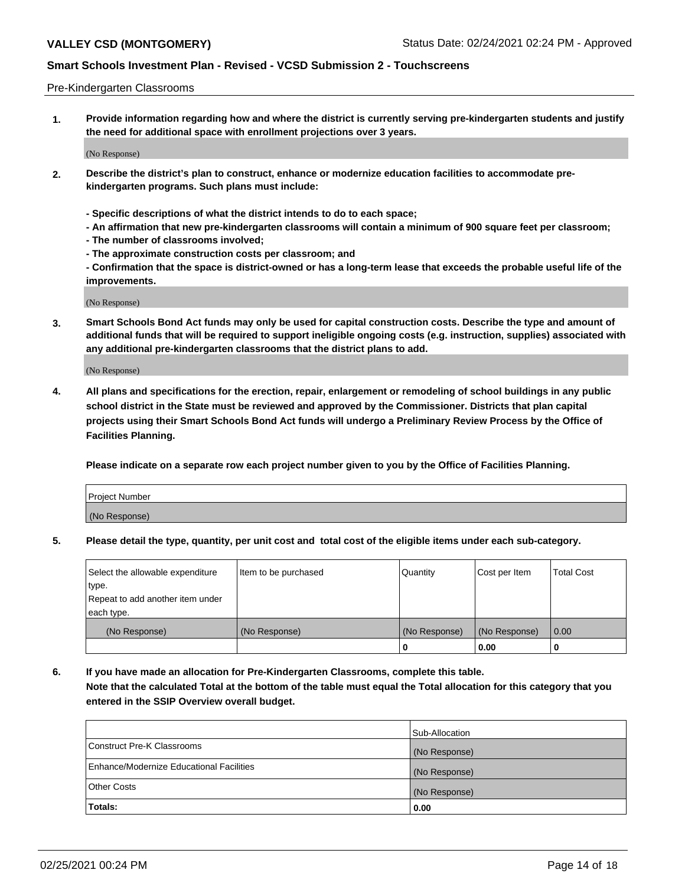Pre-Kindergarten Classrooms

**1. Provide information regarding how and where the district is currently serving pre-kindergarten students and justify the need for additional space with enrollment projections over 3 years.**

(No Response)

**2. Describe the district's plan to construct, enhance or modernize education facilities to accommodate pre-kindergarten programs. Such plans must include:**

**- Specific descriptions of what the district intends to do to each space;**
**- An affirmation that new pre-kindergarten classrooms will contain a minimum of 900 square feet per classroom;**
**- The number of classrooms involved;**
**- The approximate construction costs per classroom; and**
**- Confirmation that the space is district-owned or has a long-term lease that exceeds the probable useful life of the improvements.**

(No Response)

**3. Smart Schools Bond Act funds may only be used for capital construction costs. Describe the type and amount of additional funds that will be required to support ineligible ongoing costs (e.g. instruction, supplies) associated with any additional pre-kindergarten classrooms that the district plans to add.**

(No Response)

**4. All plans and specifications for the erection, repair, enlargement or remodeling of school buildings in any public school district in the State must be reviewed and approved by the Commissioner. Districts that plan capital projects using their Smart Schools Bond Act funds will undergo a Preliminary Review Process by the Office of Facilities Planning.**

**Please indicate on a separate row each project number given to you by the Office of Facilities Planning.**

| Project Number |
| --- |
| (No Response) |

**5. Please detail the type, quantity, per unit cost and total cost of the eligible items under each sub-category.**

| Select the allowable expenditure type. Repeat to add another item under each type. | Item to be purchased | Quantity | Cost per Item | Total Cost |
| --- | --- | --- | --- | --- |
| (No Response) | (No Response) | (No Response) | (No Response) | 0.00 |
| | | 0 | 0.00 | 0 |

**6. If you have made an allocation for Pre-Kindergarten Classrooms, complete this table. Note that the calculated Total at the bottom of the table must equal the Total allocation for this category that you entered in the SSIP Overview overall budget.**

| | Sub-Allocation |
| --- | --- |
| Construct Pre-K Classrooms | (No Response) |
| Enhance/Modernize Educational Facilities | (No Response) |
| Other Costs | (No Response) |
| **Totals:** | 0.00 |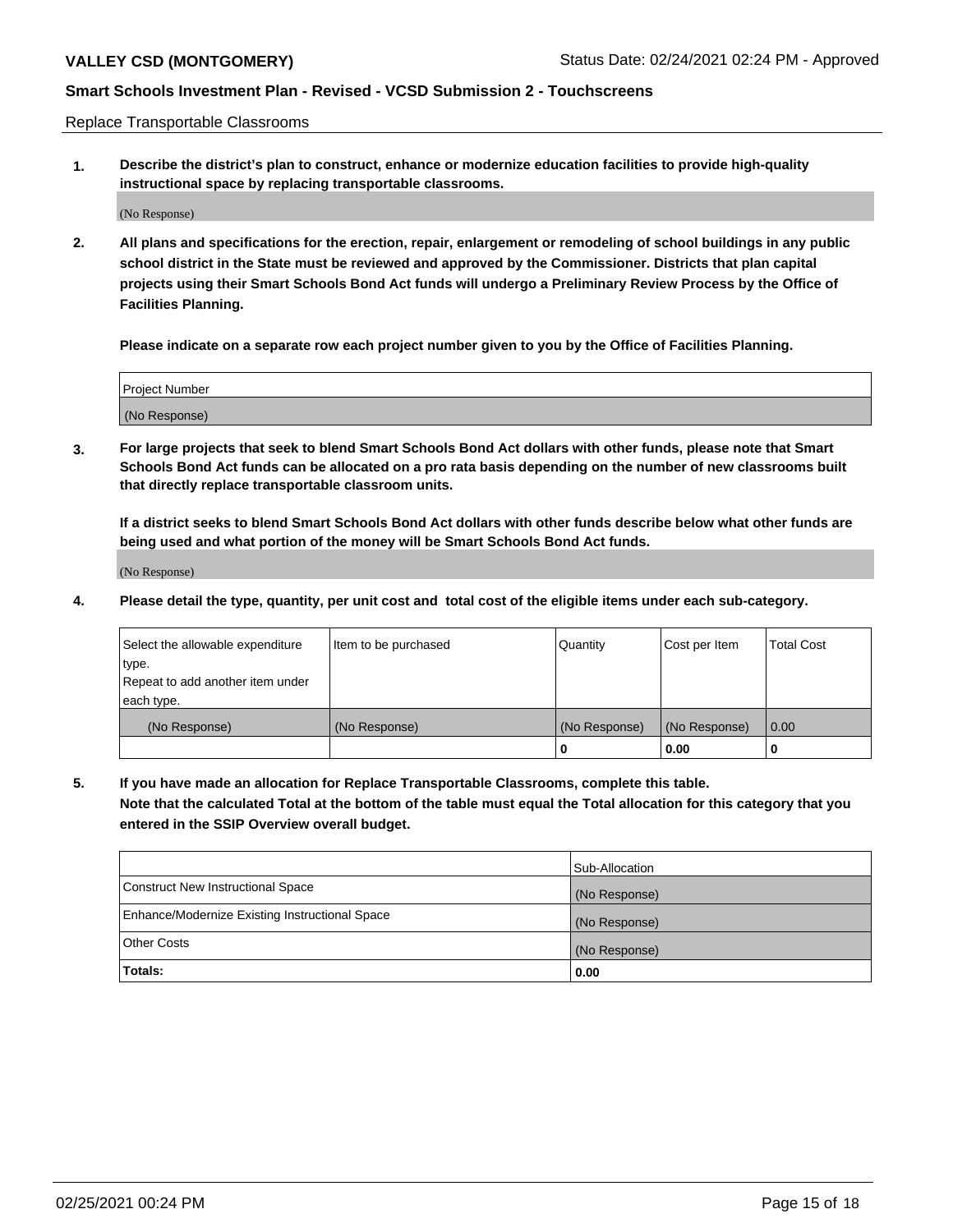Replace Transportable Classrooms

1. **Describe the district's plan to construct, enhance or modernize education facilities to provide high-quality instructional space by replacing transportable classrooms.**

(No Response)

2. **All plans and specifications for the erection, repair, enlargement or remodeling of school buildings in any public school district in the State must be reviewed and approved by the Commissioner. Districts that plan capital projects using their Smart Schools Bond Act funds will undergo a Preliminary Review Process by the Office of Facilities Planning.**

**Please indicate on a separate row each project number given to you by the Office of Facilities Planning.**

| Project Number |
|---|
| (No Response) |

3. **For large projects that seek to blend Smart Schools Bond Act dollars with other funds, please note that Smart Schools Bond Act funds can be allocated on a pro rata basis depending on the number of new classrooms built that directly replace transportable classroom units.**

**If a district seeks to blend Smart Schools Bond Act dollars with other funds describe below what other funds are being used and what portion of the money will be Smart Schools Bond Act funds.**

(No Response)

4. **Please detail the type, quantity, per unit cost and total cost of the eligible items under each sub-category.**

| Select the allowable expenditure type. Repeat to add another item under each type. | Item to be purchased | Quantity | Cost per Item | Total Cost |
|---|---|---|---|---|
| (No Response) | (No Response) | (No Response) | (No Response) | 0.00 |
| | | 0 | 0.00 | 0 |

5. **If you have made an allocation for Replace Transportable Classrooms, complete this table. Note that the calculated Total at the bottom of the table must equal the Total allocation for this category that you entered in the SSIP Overview overall budget.**

| | Sub-Allocation |
|---|---|
| Construct New Instructional Space | (No Response) |
| Enhance/Modernize Existing Instructional Space | (No Response) |
| Other Costs | (No Response) |
| **Totals:** | **0.00** |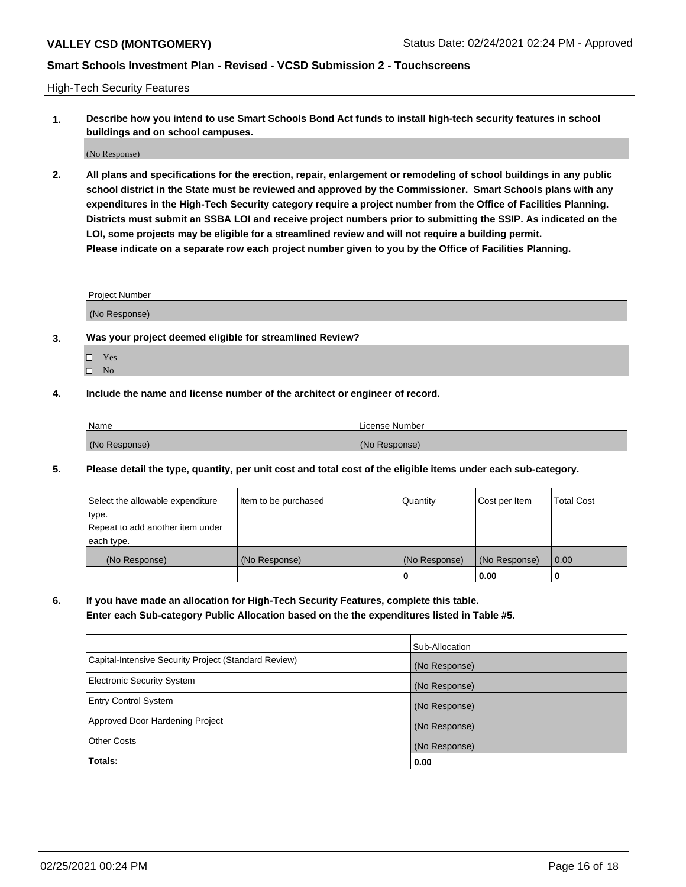High-Tech Security Features

**1. Describe how you intend to use Smart Schools Bond Act funds to install high-tech security features in school buildings and on school campuses.**

(No Response)

**2. All plans and specifications for the erection, repair, enlargement or remodeling of school buildings in any public school district in the State must be reviewed and approved by the Commissioner. Smart Schools plans with any expenditures in the High-Tech Security category require a project number from the Office of Facilities Planning. Districts must submit an SSBA LOI and receive project numbers prior to submitting the SSIP. As indicated on the LOI, some projects may be eligible for a streamlined review and will not require a building permit.**
**Please indicate on a separate row each project number given to you by the Office of Facilities Planning.**

| Project Number |
|---|
| (No Response) |

**3. Was your project deemed eligible for streamlined Review?**

- ☐ Yes
- ☐ No

**4. Include the name and license number of the architect or engineer of record.**

| Name | License Number |
|---|---|
| (No Response) | (No Response) |

**5. Please detail the type, quantity, per unit cost and total cost of the eligible items under each sub-category.**

| Select the allowable expenditure type. Repeat to add another item under each type. | Item to be purchased | Quantity | Cost per Item | Total Cost |
|---|---|---|---|---|
| (No Response) | (No Response) | (No Response) | (No Response) | 0.00 |
| | | 0 | 0.00 | 0 |

**6. If you have made an allocation for High-Tech Security Features, complete this table.**
**Enter each Sub-category Public Allocation based on the the expenditures listed in Table #5.**

| | Sub-Allocation |
|---|---|
| Capital-Intensive Security Project (Standard Review) | (No Response) |
| Electronic Security System | (No Response) |
| Entry Control System | (No Response) |
| Approved Door Hardening Project | (No Response) |
| Other Costs | (No Response) |
| **Totals:** | **0.00** |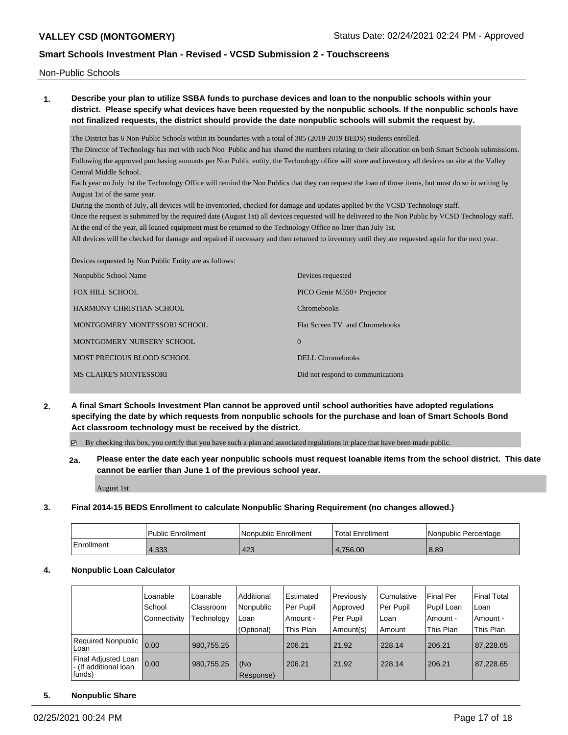Non-Public Schools

**1. Describe your plan to utilize SSBA funds to purchase devices and loan to the nonpublic schools within your district. Please specify what devices have been requested by the nonpublic schools. If the nonpublic schools have not finalized requests, the district should provide the date nonpublic schools will submit the request by.**

The District has 6 Non-Public Schools within its boundaries with a total of 385 (2018-2019 BEDS) students enrolled.
The Director of Technology has met with each Non Public and has shared the numbers relating to their allocation on both Smart Schools submissions.
Following the approved purchasing amounts per Non Public entity, the Technology office will store and inventory all devices on site at the Valley Central Middle School.
Each year on July 1st the Technology Office will remind the Non Publics that they can request the loan of those items, but must do so in writing by August 1st of the same year.
During the month of July, all devices will be inventoried, checked for damage and updates applied by the VCSD Technology staff.
Once the request is submitted by the required date (August 1st) all devices requested will be delivered to the Non Public by VCSD Technology staff.
At the end of the year, all loaned equipment must be returned to the Technology Office no later than July 1st.
All devices will be checked for damage and repaired if necessary and then returned to inventory until they are requested again for the next year.

Devices requested by Non Public Entity are as follows:

| Nonpublic School Name | Devices requested |
|---|---|
| FOX HILL SCHOOL | PICO Genie M550+ Projector |
| HARMONY CHRISTIAN SCHOOL | Chromebooks |
| MONTGOMERY MONTESSORI SCHOOL | Flat Screen TV and Chromebooks |
| MONTGOMERY NURSERY SCHOOL | 0 |
| MOST PRECIOUS BLOOD SCHOOL | DELL Chromebooks |
| MS CLAIRE'S MONTESSORI | Did not respond to communications |

**2. A final Smart Schools Investment Plan cannot be approved until school authorities have adopted regulations specifying the date by which requests from nonpublic schools for the purchase and loan of Smart Schools Bond Act classroom technology must be received by the district.**

☑ By checking this box, you certify that you have such a plan and associated regulations in place that have been made public.

**2a. Please enter the date each year nonpublic schools must request loanable items from the school district. This date cannot be earlier than June 1 of the previous school year.**

August 1st

**3. Final 2014-15 BEDS Enrollment to calculate Nonpublic Sharing Requirement (no changes allowed.)**

| | Public Enrollment | Nonpublic Enrollment | Total Enrollment | Nonpublic Percentage |
|---|---|---|---|---|
| Enrollment | 4,333 | 423 | 4,756.00 | 8.89 |

**4. Nonpublic Loan Calculator**

| | Loanable School Connectivity | Loanable Classroom Technology | Additional Nonpublic Loan (Optional) | Estimated Per Pupil Amount - This Plan | Previously Approved Per Pupil Amount(s) | Cumulative Per Pupil Loan Amount | Final Per Pupil Loan Amount - This Plan | Final Total Loan Amount - This Plan |
|---|---|---|---|---|---|---|---|---|
| Required Nonpublic Loan | 0.00 | 980,755.25 | | 206.21 | 21.92 | 228.14 | 206.21 | 87,228.65 |
| Final Adjusted Loan - (If additional loan funds) | 0.00 | 980,755.25 | (No Response) | 206.21 | 21.92 | 228.14 | 206.21 | 87,228.65 |

**5. Nonpublic Share**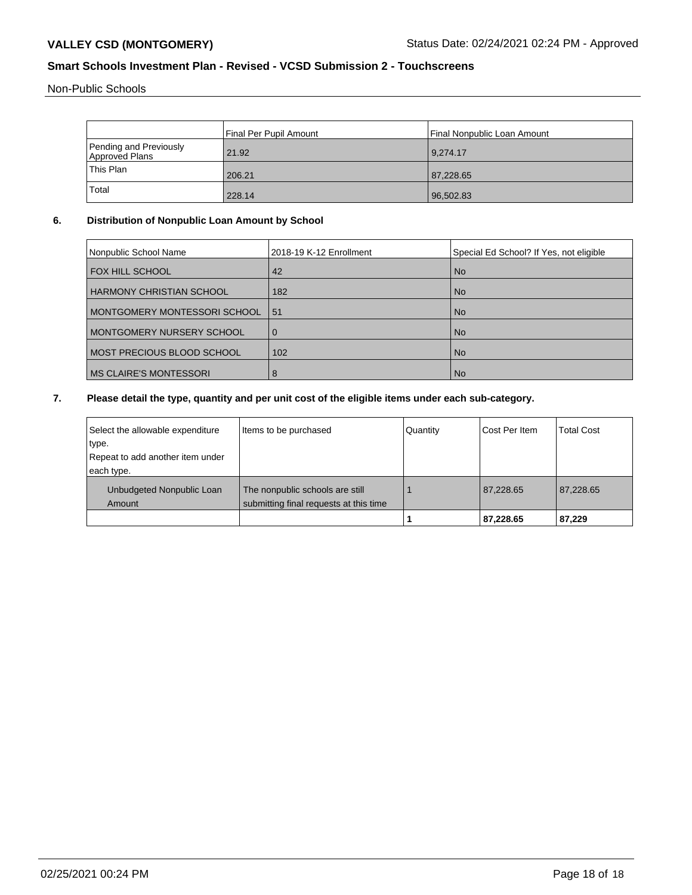Non-Public Schools

| | Final Per Pupil Amount | Final Nonpublic Loan Amount |
|---|---|---|
| Pending and Previously Approved Plans | 21.92 | 9,274.17 |
| This Plan | 206.21 | 87,228.65 |
| Total | 228.14 | 96,502.83 |

**6. Distribution of Nonpublic Loan Amount by School**

| Nonpublic School Name | 2018-19 K-12 Enrollment | Special Ed School? If Yes, not eligible |
|---|---|---|
| FOX HILL SCHOOL | 42 | No |
| HARMONY CHRISTIAN SCHOOL | 182 | No |
| MONTGOMERY MONTESSORI SCHOOL | 51 | No |
| MONTGOMERY NURSERY SCHOOL | 0 | No |
| MOST PRECIOUS BLOOD SCHOOL | 102 | No |
| MS CLAIRE'S MONTESSORI | 8 | No |

**7. Please detail the type, quantity and per unit cost of the eligible items under each sub-category.**

| Select the allowable expenditure type. Repeat to add another item under each type. | Items to be purchased | Quantity | Cost Per Item | Total Cost |
|---|---|---|---|---|
| Unbudgeted Nonpublic Loan Amount | The nonpublic schools are still submitting final requests at this time | 1 | 87,228.65 | 87,228.65 |
| | | **1** | **87,228.65** | **87,229** |